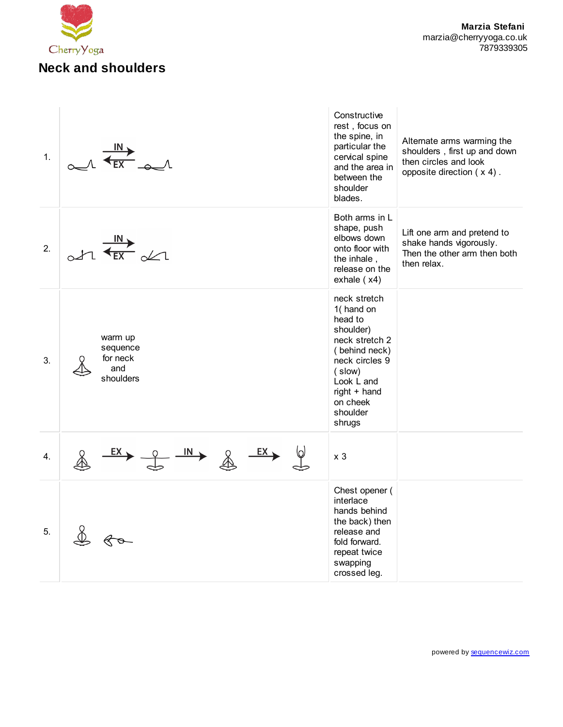Marzia Stefani
marzia@cherryyoga.co.uk
7879339305

# Neck and shoulders

| | | | |
|---|---|---|---|
| 1. | IN / EX | Constructive rest , focus on the spine, in particular the cervical spine and the area in between the shoulder blades. | Alternate arms warming the shoulders , first up and down then circles and look opposite direction ( x 4) . |
| 2. | IN / EX | Both arms in L shape, push elbows down onto floor with the inhale , release on the exhale ( x4) | Lift one arm and pretend to shake hands vigorously. Then the other arm then both then relax. |
| 3. | warm up sequence for neck and shoulders | neck stretch 1( hand on head to shoulder) neck stretch 2 ( behind neck) neck circles 9 ( slow) Look L and right + hand on cheek shoulder shrugs | |
| 4. | EX → IN → EX → | x 3 | |
| 5. | | Chest opener ( interlace hands behind the back) then release and fold forward. repeat twice swapping crossed leg. | |

powered by sequencewiz.com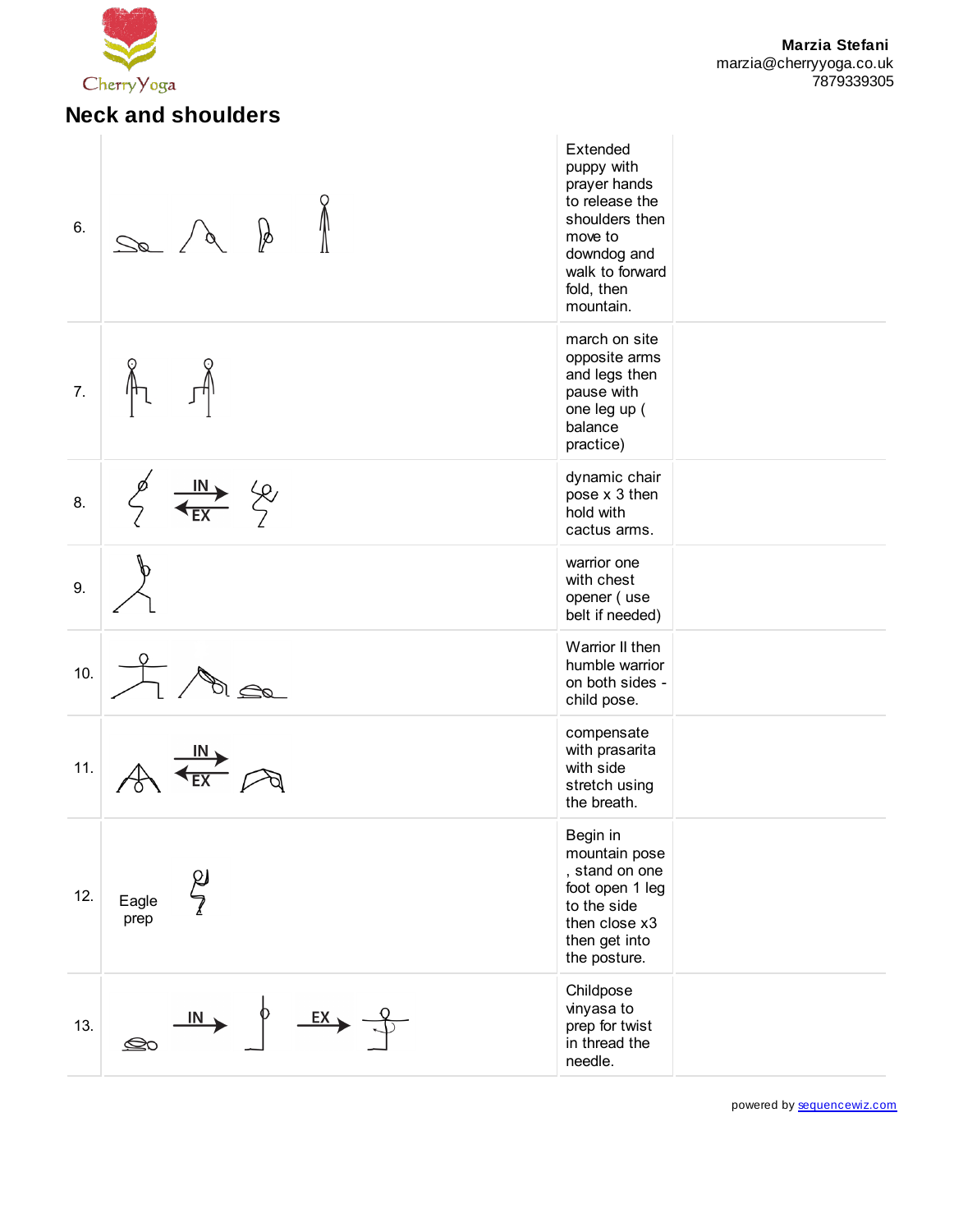Marzia Stefani
marzia@cherryyoga.co.uk
7879339305

## Neck and shoulders

| | | | |
|---|---|---|---|
| 6. | | Extended puppy with prayer hands to release the shoulders then move to downdog and walk to forward fold, then mountain. | |
| 7. | | march on site opposite arms and legs then pause with one leg up ( balance practice) | |
| 8. | IN EX | dynamic chair pose x 3 then hold with cactus arms. | |
| 9. | | warrior one with chest opener ( use belt if needed) | |
| 10. | | Warrior II then humble warrior on both sides - child pose. | |
| 11. | IN EX | compensate with prasarita with side stretch using the breath. | |
| 12. | Eagle prep | Begin in mountain pose , stand on one foot open 1 leg to the side then close x3 then get into the posture. | |
| 13. | IN EX | Childpose vinyasa to prep for twist in thread the needle. | |

powered by sequencewiz.com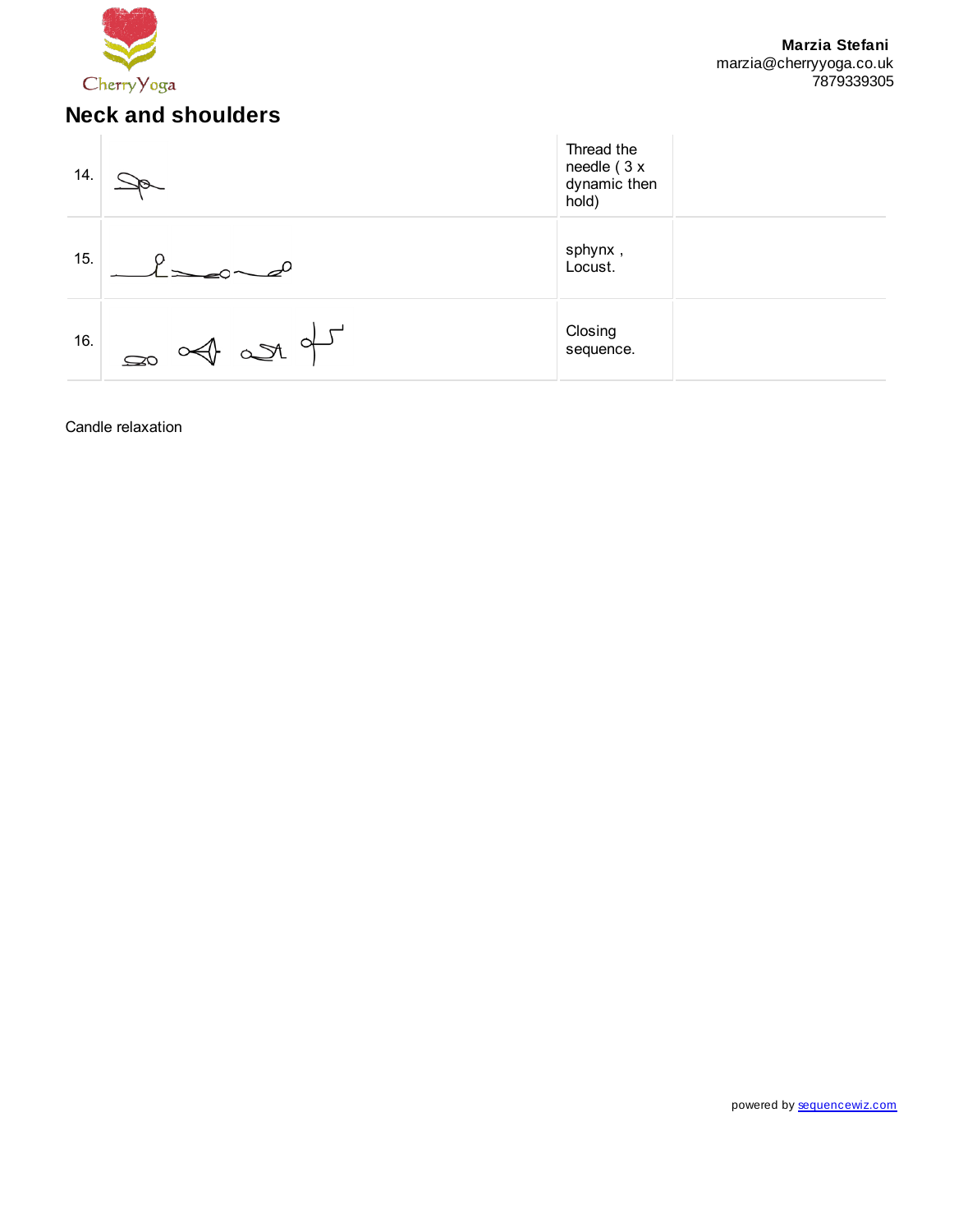**Marzia Stefani**
marzia@cherryyoga.co.uk
7879339305

## Neck and shoulders

| | | | |
|---|---|---|---|
| 14. | | Thread the needle ( 3 x dynamic then hold) | |
| 15. | | sphynx , Locust. | |
| 16. | | Closing sequence. | |

Candle relaxation